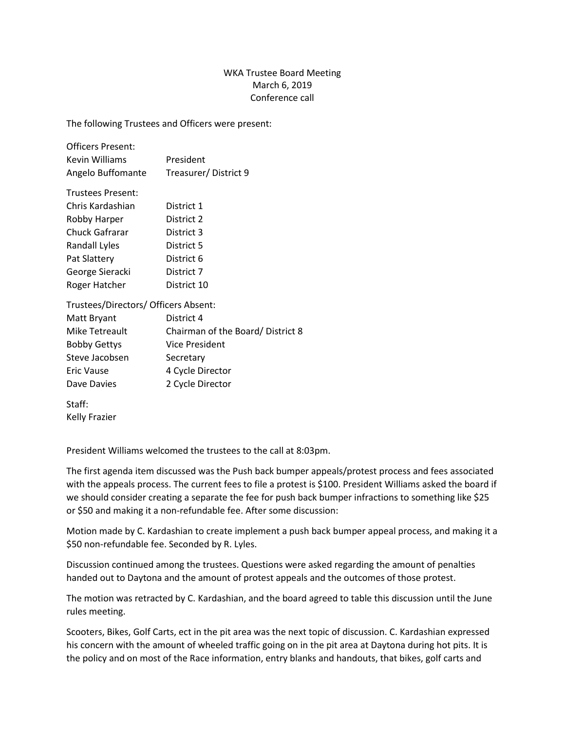WKA Trustee Board Meeting
March 6, 2019
Conference call

The following Trustees and Officers were present:

Officers Present:

| | |
|---|---|
| Kevin Williams | President |
| Angelo Buffomante | Treasurer/ District 9 |

Trustees Present:

| | |
|---|---|
| Chris Kardashian | District 1 |
| Robby Harper | District 2 |
| Chuck Gafrarar | District 3 |
| Randall Lyles | District 5 |
| Pat Slattery | District 6 |
| George Sieracki | District 7 |
| Roger Hatcher | District 10 |

Trustees/Directors/ Officers Absent:

| | |
|---|---|
| Matt Bryant | District 4 |
| Mike Tetreault | Chairman of the Board/ District 8 |
| Bobby Gettys | Vice President |
| Steve Jacobsen | Secretary |
| Eric Vause | 4 Cycle Director |
| Dave Davies | 2 Cycle Director |

Staff:
Kelly Frazier

President Williams welcomed the trustees to the call at 8:03pm.

The first agenda item discussed was the Push back bumper appeals/protest process and fees associated with the appeals process. The current fees to file a protest is $100. President Williams asked the board if we should consider creating a separate the fee for push back bumper infractions to something like $25 or $50 and making it a non-refundable fee. After some discussion:

Motion made by C. Kardashian to create implement a push back bumper appeal process, and making it a $50 non-refundable fee. Seconded by R. Lyles.

Discussion continued among the trustees. Questions were asked regarding the amount of penalties handed out to Daytona and the amount of protest appeals and the outcomes of those protest.

The motion was retracted by C. Kardashian, and the board agreed to table this discussion until the June rules meeting.

Scooters, Bikes, Golf Carts, ect in the pit area was the next topic of discussion. C. Kardashian expressed his concern with the amount of wheeled traffic going on in the pit area at Daytona during hot pits. It is the policy and on most of the Race information, entry blanks and handouts, that bikes, golf carts and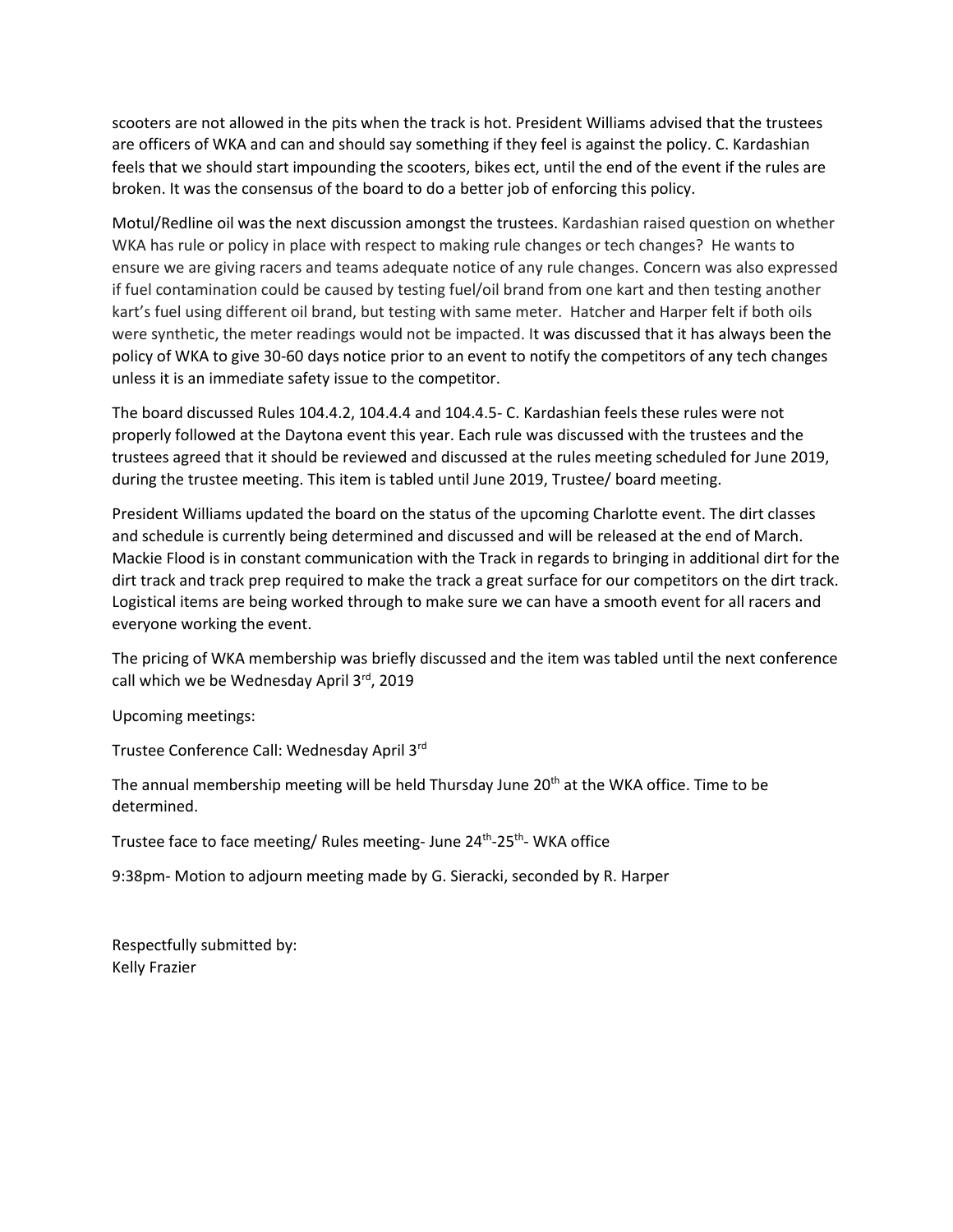scooters are not allowed in the pits when the track is hot. President Williams advised that the trustees are officers of WKA and can and should say something if they feel is against the policy. C. Kardashian feels that we should start impounding the scooters, bikes ect, until the end of the event if the rules are broken. It was the consensus of the board to do a better job of enforcing this policy.

Motul/Redline oil was the next discussion amongst the trustees. Kardashian raised question on whether WKA has rule or policy in place with respect to making rule changes or tech changes? He wants to ensure we are giving racers and teams adequate notice of any rule changes. Concern was also expressed if fuel contamination could be caused by testing fuel/oil brand from one kart and then testing another kart's fuel using different oil brand, but testing with same meter. Hatcher and Harper felt if both oils were synthetic, the meter readings would not be impacted. It was discussed that it has always been the policy of WKA to give 30-60 days notice prior to an event to notify the competitors of any tech changes unless it is an immediate safety issue to the competitor.

The board discussed Rules 104.4.2, 104.4.4 and 104.4.5- C. Kardashian feels these rules were not properly followed at the Daytona event this year. Each rule was discussed with the trustees and the trustees agreed that it should be reviewed and discussed at the rules meeting scheduled for June 2019, during the trustee meeting. This item is tabled until June 2019, Trustee/ board meeting.

President Williams updated the board on the status of the upcoming Charlotte event. The dirt classes and schedule is currently being determined and discussed and will be released at the end of March. Mackie Flood is in constant communication with the Track in regards to bringing in additional dirt for the dirt track and track prep required to make the track a great surface for our competitors on the dirt track. Logistical items are being worked through to make sure we can have a smooth event for all racers and everyone working the event.

The pricing of WKA membership was briefly discussed and the item was tabled until the next conference call which we be Wednesday April 3rd, 2019

Upcoming meetings:

Trustee Conference Call: Wednesday April 3rd

The annual membership meeting will be held Thursday June 20th at the WKA office. Time to be determined.

Trustee face to face meeting/ Rules meeting- June 24th-25th- WKA office

9:38pm- Motion to adjourn meeting made by G. Sieracki, seconded by R. Harper

Respectfully submitted by:
Kelly Frazier